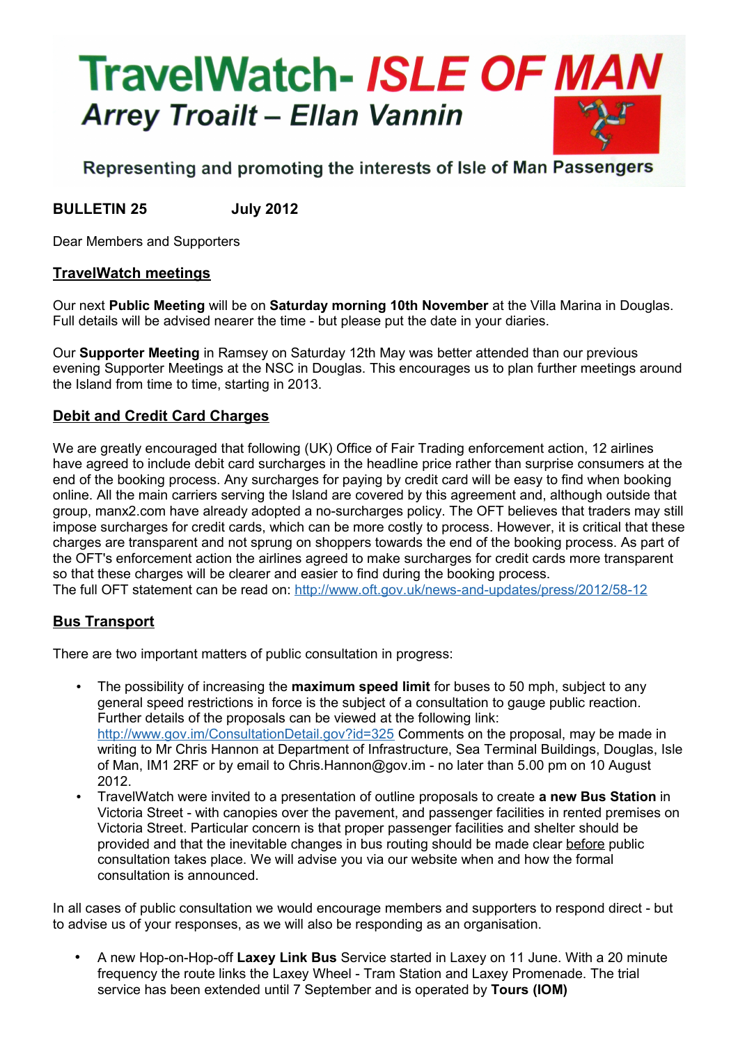# TravelWatch- *ISLE OF MAN*

***Arrey Troailt – Ellan Vannin***

**Representing and promoting the interests of Isle of Man Passengers**

**BULLETIN 25 July 2012**

Dear Members and Supporters

## TravelWatch meetings

Our next **Public Meeting** will be on **Saturday morning 10th November** at the Villa Marina in Douglas. Full details will be advised nearer the time - but please put the date in your diaries.

Our **Supporter Meeting** in Ramsey on Saturday 12th May was better attended than our previous evening Supporter Meetings at the NSC in Douglas. This encourages us to plan further meetings around the Island from time to time, starting in 2013.

## Debit and Credit Card Charges

We are greatly encouraged that following (UK) Office of Fair Trading enforcement action, 12 airlines have agreed to include debit card surcharges in the headline price rather than surprise consumers at the end of the booking process. Any surcharges for paying by credit card will be easy to find when booking online. All the main carriers serving the Island are covered by this agreement and, although outside that group, manx2.com have already adopted a no-surcharges policy. The OFT believes that traders may still impose surcharges for credit cards, which can be more costly to process. However, it is critical that these charges are transparent and not sprung on shoppers towards the end of the booking process. As part of the OFT's enforcement action the airlines agreed to make surcharges for credit cards more transparent so that these charges will be clearer and easier to find during the booking process.
The full OFT statement can be read on: http://www.oft.gov.uk/news-and-updates/press/2012/58-12

## Bus Transport

There are two important matters of public consultation in progress:

- The possibility of increasing the **maximum speed limit** for buses to 50 mph, subject to any general speed restrictions in force is the subject of a consultation to gauge public reaction. Further details of the proposals can be viewed at the following link: http://www.gov.im/ConsultationDetail.gov?id=325 Comments on the proposal, may be made in writing to Mr Chris Hannon at Department of Infrastructure, Sea Terminal Buildings, Douglas, Isle of Man, IM1 2RF or by email to Chris.Hannon@gov.im - no later than 5.00 pm on 10 August 2012.
- TravelWatch were invited to a presentation of outline proposals to create **a new Bus Station** in Victoria Street - with canopies over the pavement, and passenger facilities in rented premises on Victoria Street. Particular concern is that proper passenger facilities and shelter should be provided and that the inevitable changes in bus routing should be made clear before public consultation takes place. We will advise you via our website when and how the formal consultation is announced.

In all cases of public consultation we would encourage members and supporters to respond direct - but to advise us of your responses, as we will also be responding as an organisation.

- A new Hop-on-Hop-off **Laxey Link Bus** Service started in Laxey on 11 June. With a 20 minute frequency the route links the Laxey Wheel - Tram Station and Laxey Promenade. The trial service has been extended until 7 September and is operated by **Tours (IOM)**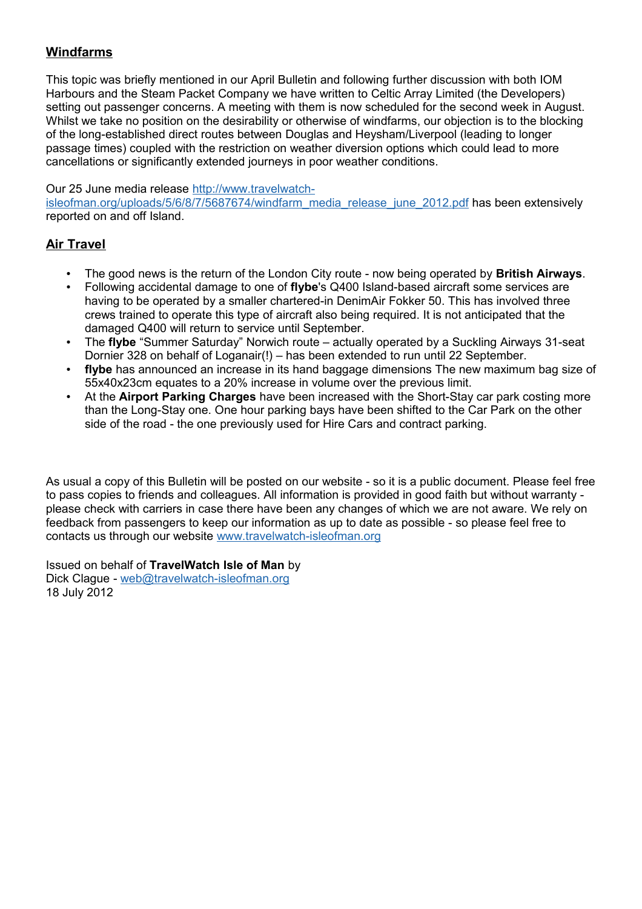## Windfarms

This topic was briefly mentioned in our April Bulletin and following further discussion with both IOM Harbours and the Steam Packet Company we have written to Celtic Array Limited (the Developers) setting out passenger concerns. A meeting with them is now scheduled for the second week in August. Whilst we take no position on the desirability or otherwise of windfarms, our objection is to the blocking of the long-established direct routes between Douglas and Heysham/Liverpool (leading to longer passage times) coupled with the restriction on weather diversion options which could lead to more cancellations or significantly extended journeys in poor weather conditions.

Our 25 June media release http://www.travelwatch-isleofman.org/uploads/5/6/8/7/5687674/windfarm_media_release_june_2012.pdf has been extensively reported on and off Island.

## Air Travel

- The good news is the return of the London City route - now being operated by **British Airways**.
- Following accidental damage to one of **flybe**'s Q400 Island-based aircraft some services are having to be operated by a smaller chartered-in DenimAir Fokker 50. This has involved three crews trained to operate this type of aircraft also being required. It is not anticipated that the damaged Q400 will return to service until September.
- The **flybe** "Summer Saturday" Norwich route – actually operated by a Suckling Airways 31-seat Dornier 328 on behalf of Loganair(!) – has been extended to run until 22 September.
- **flybe** has announced an increase in its hand baggage dimensions The new maximum bag size of 55x40x23cm equates to a 20% increase in volume over the previous limit.
- At the **Airport Parking Charges** have been increased with the Short-Stay car park costing more than the Long-Stay one. One hour parking bays have been shifted to the Car Park on the other side of the road - the one previously used for Hire Cars and contract parking.

As usual a copy of this Bulletin will be posted on our website - so it is a public document. Please feel free to pass copies to friends and colleagues. All information is provided in good faith but without warranty - please check with carriers in case there have been any changes of which we are not aware. We rely on feedback from passengers to keep our information as up to date as possible - so please feel free to contacts us through our website www.travelwatch-isleofman.org

Issued on behalf of **TravelWatch Isle of Man** by
Dick Clague - web@travelwatch-isleofman.org
18 July 2012